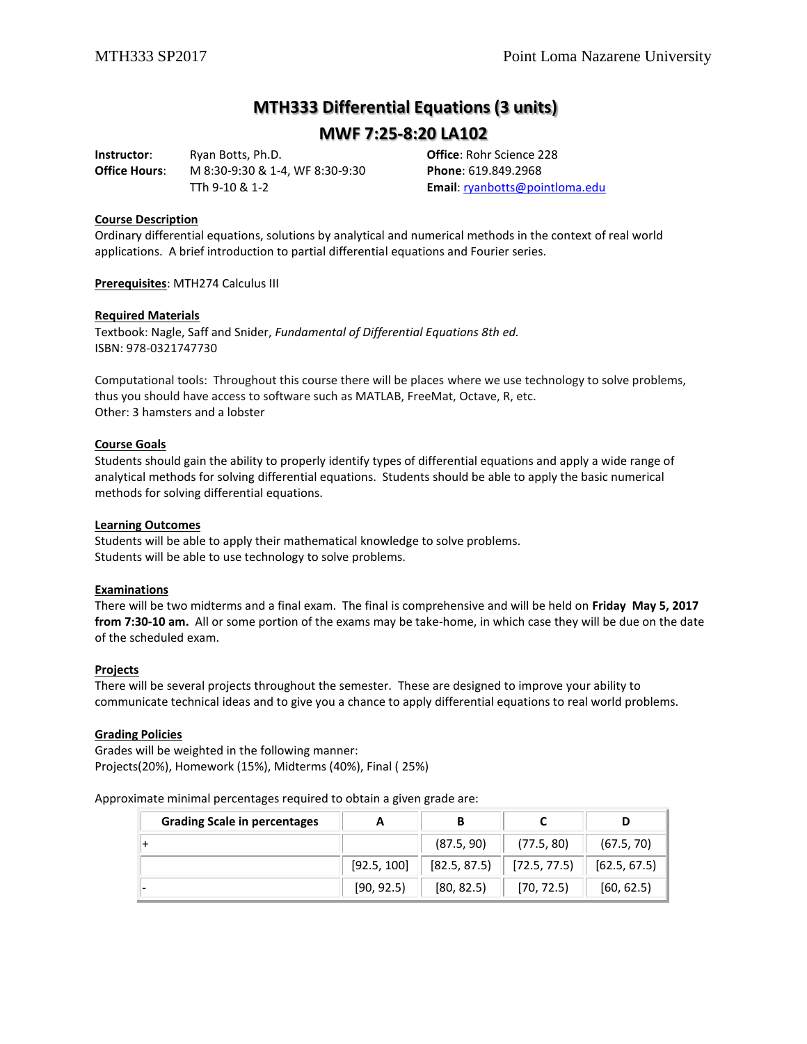# MTH333 Differential Equations (3 units)

## MWF 7:25-8:20 LA102

**Instructor**: Ryan Botts, Ph.D.
**Office Hours**: M 8:30-9:30 & 1-4, WF 8:30-9:30
TTh 9-10 & 1-2

**Office**: Rohr Science 228
**Phone**: 619.849.2968
**Email**: ryanbotts@pointloma.edu

**Course Description**

Ordinary differential equations, solutions by analytical and numerical methods in the context of real world applications. A brief introduction to partial differential equations and Fourier series.

**Prerequisites**: MTH274 Calculus III

**Required Materials**

Textbook: Nagle, Saff and Snider, *Fundamental of Differential Equations 8th ed.*
ISBN: 978-0321747730

Computational tools: Throughout this course there will be places where we use technology to solve problems, thus you should have access to software such as MATLAB, FreeMat, Octave, R, etc.
Other: 3 hamsters and a lobster

**Course Goals**

Students should gain the ability to properly identify types of differential equations and apply a wide range of analytical methods for solving differential equations. Students should be able to apply the basic numerical methods for solving differential equations.

**Learning Outcomes**

Students will be able to apply their mathematical knowledge to solve problems.
Students will be able to use technology to solve problems.

**Examinations**

There will be two midterms and a final exam. The final is comprehensive and will be held on **Friday May 5, 2017 from 7:30-10 am.** All or some portion of the exams may be take-home, in which case they will be due on the date of the scheduled exam.

**Projects**

There will be several projects throughout the semester. These are designed to improve your ability to communicate technical ideas and to give you a chance to apply differential equations to real world problems.

**Grading Policies**

Grades will be weighted in the following manner:
Projects(20%), Homework (15%), Midterms (40%), Final ( 25%)

Approximate minimal percentages required to obtain a given grade are:

| Grading Scale in percentages | A | B | C | D |
|---|---|---|---|---|
| + | | (87.5, 90) | (77.5, 80) | (67.5, 70) |
| | [92.5, 100] | [82.5, 87.5) | [72.5, 77.5) | [62.5, 67.5) |
| - | [90, 92.5) | [80, 82.5) | [70, 72.5) | [60, 62.5) |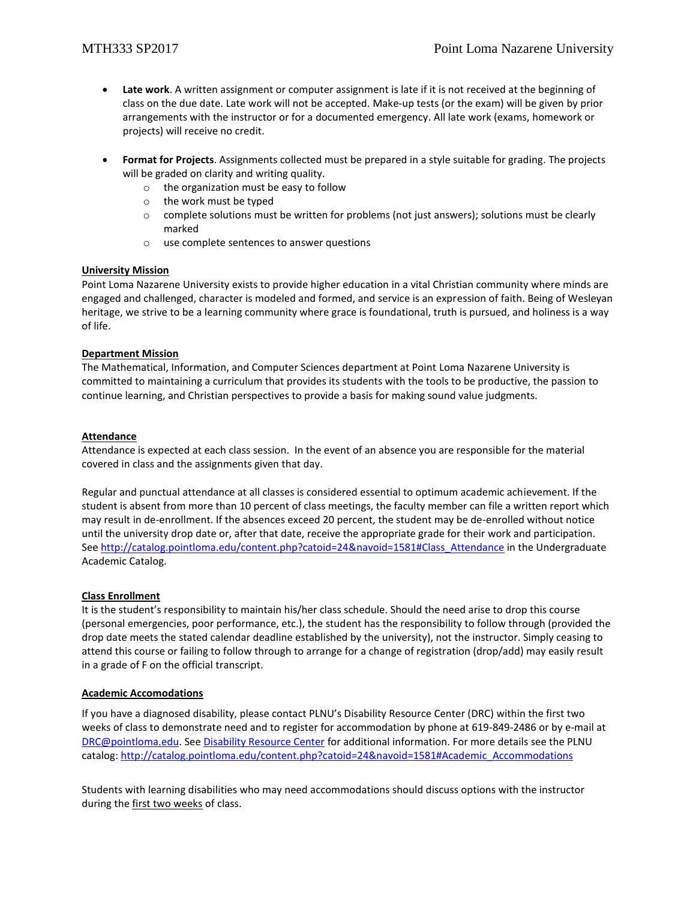- **Late work**. A written assignment or computer assignment is late if it is not received at the beginning of class on the due date. Late work will not be accepted. Make-up tests (or the exam) will be given by prior arrangements with the instructor or for a documented emergency. All late work (exams, homework or projects) will receive no credit.

- **Format for Projects**. Assignments collected must be prepared in a style suitable for grading. The projects will be graded on clarity and writing quality.
  - the organization must be easy to follow
  - the work must be typed
  - complete solutions must be written for problems (not just answers); solutions must be clearly marked
  - use complete sentences to answer questions

## University Mission

Point Loma Nazarene University exists to provide higher education in a vital Christian community where minds are engaged and challenged, character is modeled and formed, and service is an expression of faith. Being of Wesleyan heritage, we strive to be a learning community where grace is foundational, truth is pursued, and holiness is a way of life.

## Department Mission

The Mathematical, Information, and Computer Sciences department at Point Loma Nazarene University is committed to maintaining a curriculum that provides its students with the tools to be productive, the passion to continue learning, and Christian perspectives to provide a basis for making sound value judgments.

## Attendance

Attendance is expected at each class session. In the event of an absence you are responsible for the material covered in class and the assignments given that day.

Regular and punctual attendance at all classes is considered essential to optimum academic achievement. If the student is absent from more than 10 percent of class meetings, the faculty member can file a written report which may result in de-enrollment. If the absences exceed 20 percent, the student may be de-enrolled without notice until the university drop date or, after that date, receive the appropriate grade for their work and participation. See [http://catalog.pointloma.edu/content.php?catoid=24&navoid=1581#Class_Attendance](http://catalog.pointloma.edu/content.php?catoid=24&navoid=1581#Class_Attendance) in the Undergraduate Academic Catalog.

## Class Enrollment

It is the student's responsibility to maintain his/her class schedule. Should the need arise to drop this course (personal emergencies, poor performance, etc.), the student has the responsibility to follow through (provided the drop date meets the stated calendar deadline established by the university), not the instructor. Simply ceasing to attend this course or failing to follow through to arrange for a change of registration (drop/add) may easily result in a grade of F on the official transcript.

## Academic Accomodations

If you have a diagnosed disability, please contact PLNU's Disability Resource Center (DRC) within the first two weeks of class to demonstrate need and to register for accommodation by phone at 619-849-2486 or by e-mail at [DRC@pointloma.edu](mailto:DRC@pointloma.edu). See Disability Resource Center for additional information. For more details see the PLNU catalog: [http://catalog.pointloma.edu/content.php?catoid=24&navoid=1581#Academic_Accommodations](http://catalog.pointloma.edu/content.php?catoid=24&navoid=1581#Academic_Accommodations)

Students with learning disabilities who may need accommodations should discuss options with the instructor during the first two weeks of class.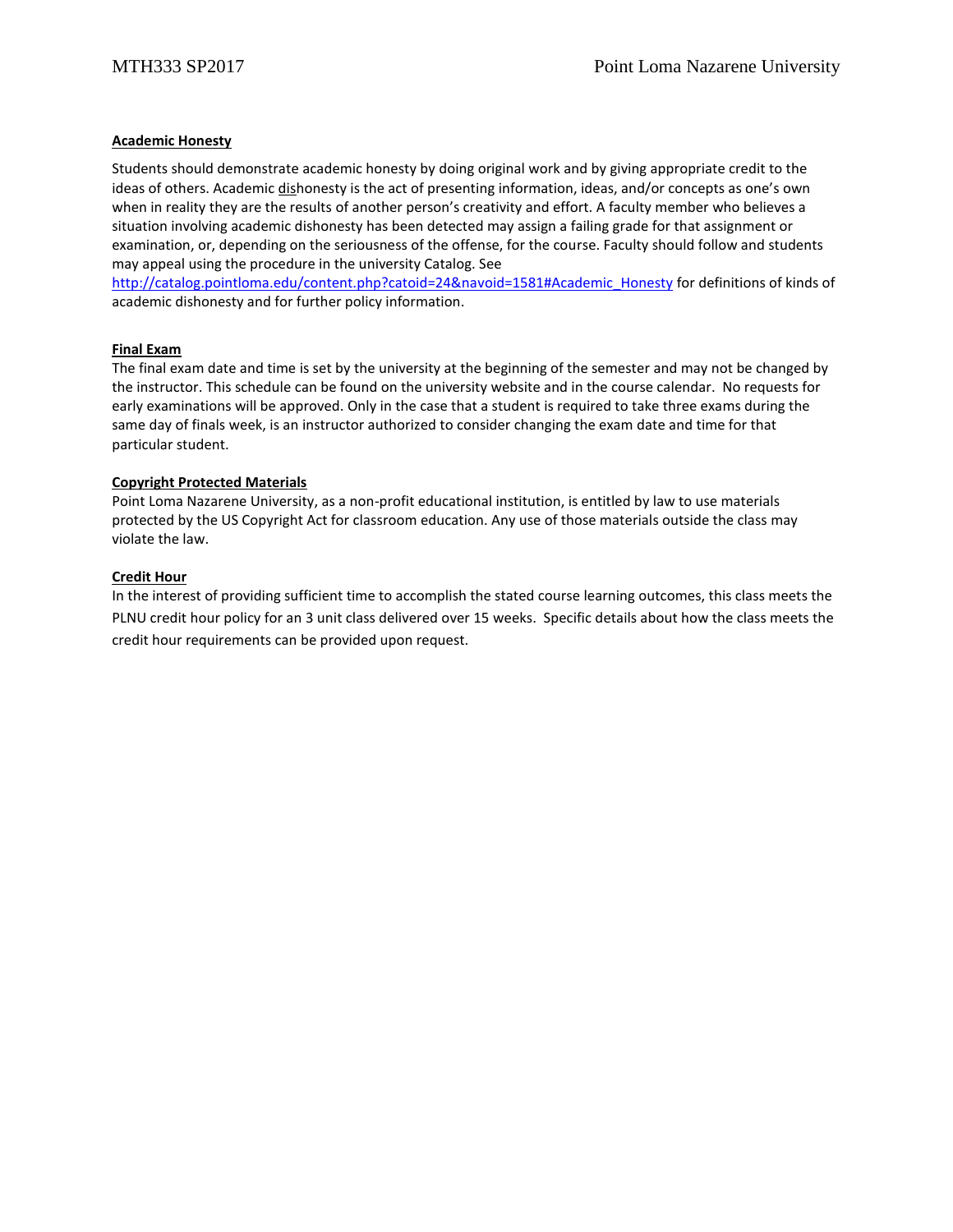**Academic Honesty**

Students should demonstrate academic honesty by doing original work and by giving appropriate credit to the ideas of others. Academic dishonesty is the act of presenting information, ideas, and/or concepts as one's own when in reality they are the results of another person's creativity and effort. A faculty member who believes a situation involving academic dishonesty has been detected may assign a failing grade for that assignment or examination, or, depending on the seriousness of the offense, for the course. Faculty should follow and students may appeal using the procedure in the university Catalog. See http://catalog.pointloma.edu/content.php?catoid=24&navoid=1581#Academic_Honesty for definitions of kinds of academic dishonesty and for further policy information.

**Final Exam**

The final exam date and time is set by the university at the beginning of the semester and may not be changed by the instructor. This schedule can be found on the university website and in the course calendar. No requests for early examinations will be approved. Only in the case that a student is required to take three exams during the same day of finals week, is an instructor authorized to consider changing the exam date and time for that particular student.

**Copyright Protected Materials**

Point Loma Nazarene University, as a non-profit educational institution, is entitled by law to use materials protected by the US Copyright Act for classroom education. Any use of those materials outside the class may violate the law.

**Credit Hour**

In the interest of providing sufficient time to accomplish the stated course learning outcomes, this class meets the PLNU credit hour policy for an 3 unit class delivered over 15 weeks. Specific details about how the class meets the credit hour requirements can be provided upon request.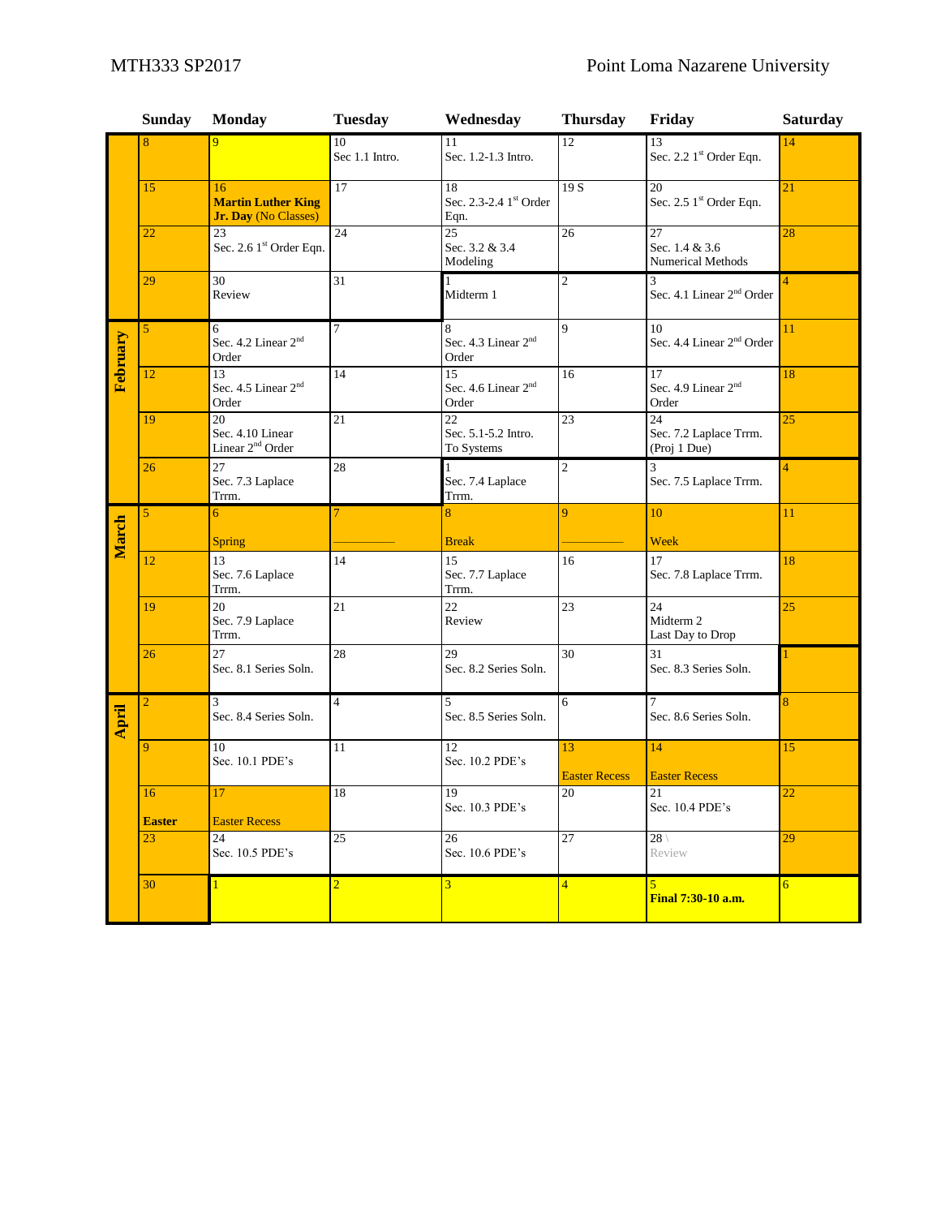MTH333 SP2017 Point Loma Nazarene University

| | Sunday | Monday | Tuesday | Wednesday | Thursday | Friday | Saturday |
|---|---|---|---|---|---|---|---|
| | 8 | 9 | 10<br>Sec 1.1 Intro. | 11<br>Sec. 1.2-1.3 Intro. | 12 | 13<br>Sec. 2.2 1[st] Order Eqn. | 14 |
| | 15 | 16<br>**Martin Luther King Jr. Day** (No Classes) | 17 | 18<br>Sec. 2.3-2.4 1[st] Order Eqn. | 19 S | 20<br>Sec. 2.5 1[st] Order Eqn. | 21 |
| | 22 | 23<br>Sec. 2.6 1[st] Order Eqn. | 24 | 25<br>Sec. 3.2 & 3.4 Modeling | 26 | 27<br>Sec. 1.4 & 3.6 Numerical Methods | 28 |
| | 29 | 30<br>Review | 31 | 1<br>Midterm 1 | 2 | 3<br>Sec. 4.1 Linear 2[nd] Order | 4 |
| **February** | 5 | 6<br>Sec. 4.2 Linear 2[nd] Order | 7 | 8<br>Sec. 4.3 Linear 2[nd] Order | 9 | 10<br>Sec. 4.4 Linear 2[nd] Order | 11 |
| | 12 | 13<br>Sec. 4.5 Linear 2[nd] Order | 14 | 15<br>Sec. 4.6 Linear 2[nd] Order | 16 | 17<br>Sec. 4.9 Linear 2[nd] Order | 18 |
| | 19 | 20<br>Sec. 4.10 Linear Linear 2[nd] Order | 21 | 22<br>Sec. 5.1-5.2 Intro. To Systems | 23 | 24<br>Sec. 7.2 Laplace Trrm. (Proj 1 Due) | 25 |
| | 26 | 27<br>Sec. 7.3 Laplace Trrm. | 28 | 1<br>Sec. 7.4 Laplace Trrm. | 2 | 3<br>Sec. 7.5 Laplace Trrm. | 4 |
| **March** | 5 | 6<br>Spring | 7<br>———— | 8<br>Break | 9<br>———— | 10<br>Week | 11 |
| | 12 | 13<br>Sec. 7.6 Laplace Trrm. | 14 | 15<br>Sec. 7.7 Laplace Trrm. | 16 | 17<br>Sec. 7.8 Laplace Trrm. | 18 |
| | 19 | 20<br>Sec. 7.9 Laplace Trrm. | 21 | 22<br>Review | 23 | 24<br>Midterm 2<br>Last Day to Drop | 25 |
| | 26 | 27<br>Sec. 8.1 Series Soln. | 28 | 29<br>Sec. 8.2 Series Soln. | 30 | 31<br>Sec. 8.3 Series Soln. | 1 |
| **April** | 2 | 3<br>Sec. 8.4 Series Soln. | 4 | 5<br>Sec. 8.5 Series Soln. | 6 | 7<br>Sec. 8.6 Series Soln. | 8 |
| | 9 | 10<br>Sec. 10.1 PDE's | 11 | 12<br>Sec. 10.2 PDE's | 13<br>Easter Recess | 14<br>Easter Recess | 15 |
| | 16<br>**Easter** | 17<br>Easter Recess | 18 | 19<br>Sec. 10.3 PDE's | 20 | 21<br>Sec. 10.4 PDE's | 22 |
| | 23 | 24<br>Sec. 10.5 PDE's | 25 | 26<br>Sec. 10.6 PDE's | 27 | 28 \<br>Review | 29 |
| | 30 | 1 | 2 | 3 | 4 | 5<br>**Final 7:30-10 a.m.** | 6 |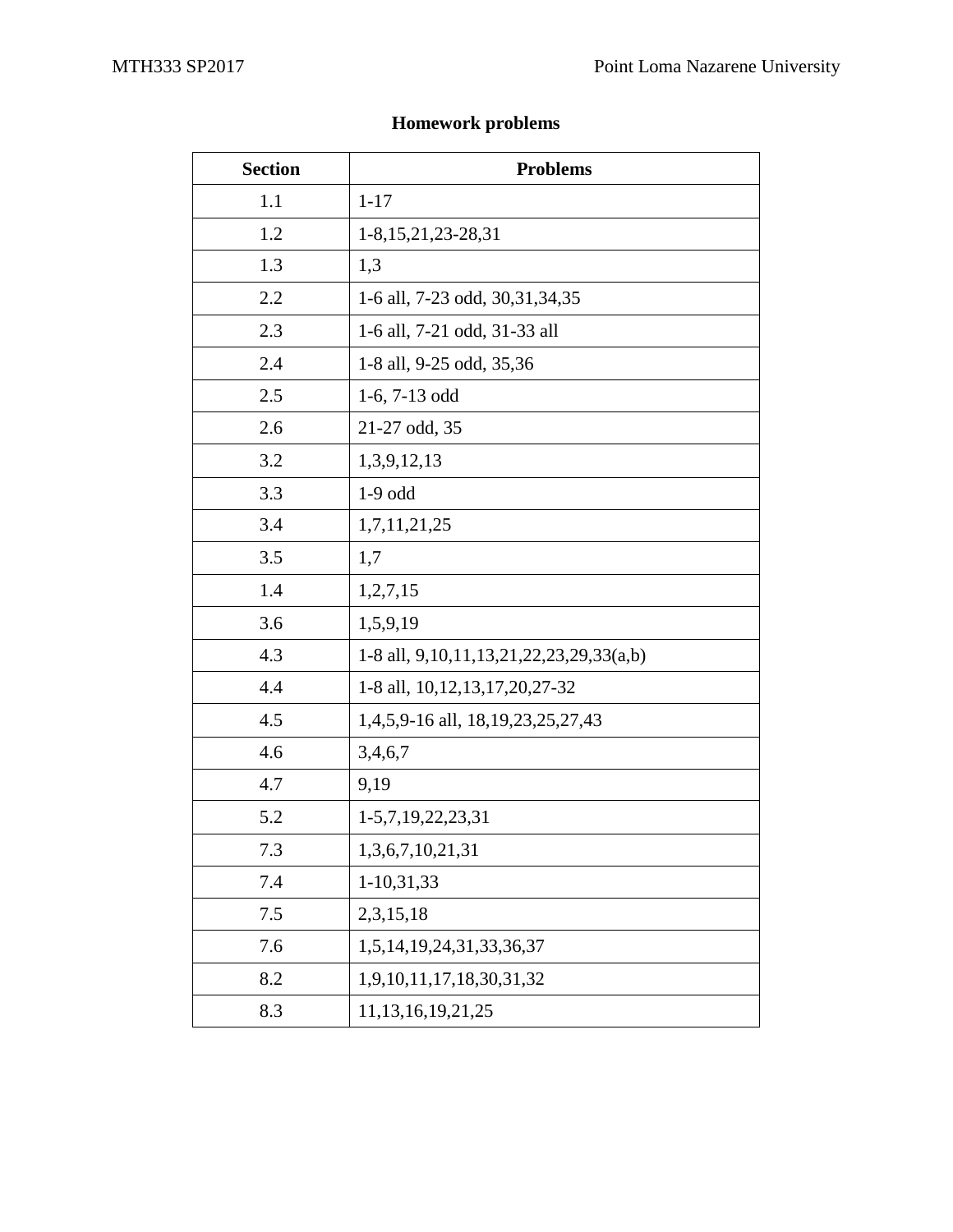**Homework problems**

| Section | Problems |
|---|---|
| 1.1 | 1-17 |
| 1.2 | 1-8,15,21,23-28,31 |
| 1.3 | 1,3 |
| 2.2 | 1-6 all, 7-23 odd, 30,31,34,35 |
| 2.3 | 1-6 all, 7-21 odd, 31-33 all |
| 2.4 | 1-8 all, 9-25 odd, 35,36 |
| 2.5 | 1-6, 7-13 odd |
| 2.6 | 21-27 odd, 35 |
| 3.2 | 1,3,9,12,13 |
| 3.3 | 1-9 odd |
| 3.4 | 1,7,11,21,25 |
| 3.5 | 1,7 |
| 1.4 | 1,2,7,15 |
| 3.6 | 1,5,9,19 |
| 4.3 | 1-8 all, 9,10,11,13,21,22,23,29,33(a,b) |
| 4.4 | 1-8 all, 10,12,13,17,20,27-32 |
| 4.5 | 1,4,5,9-16 all, 18,19,23,25,27,43 |
| 4.6 | 3,4,6,7 |
| 4.7 | 9,19 |
| 5.2 | 1-5,7,19,22,23,31 |
| 7.3 | 1,3,6,7,10,21,31 |
| 7.4 | 1-10,31,33 |
| 7.5 | 2,3,15,18 |
| 7.6 | 1,5,14,19,24,31,33,36,37 |
| 8.2 | 1,9,10,11,17,18,30,31,32 |
| 8.3 | 11,13,16,19,21,25 |